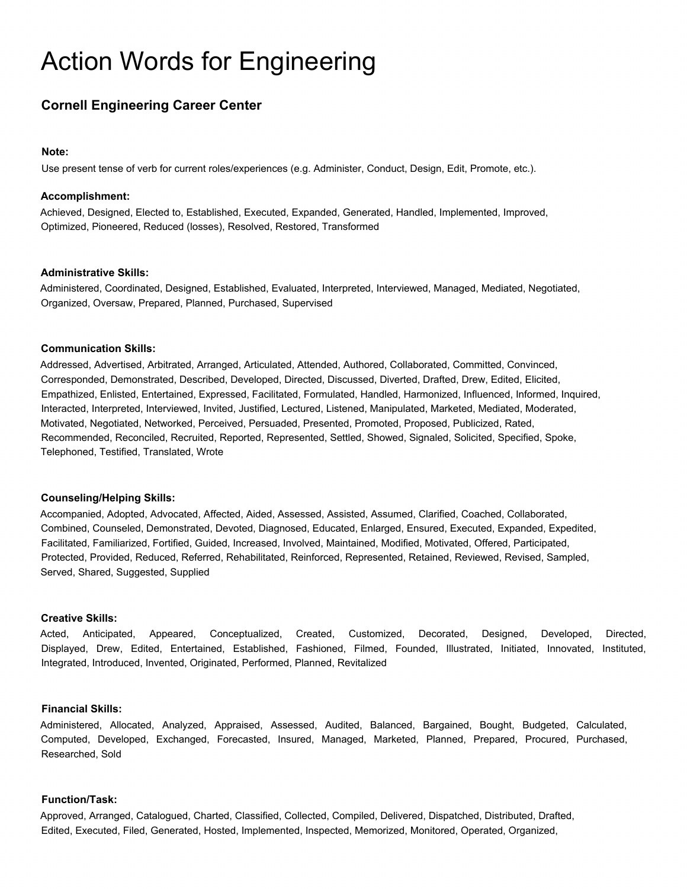# Action Words for Engineering

## Cornell Engineering Career Center

**Note:**

Use present tense of verb for current roles/experiences (e.g. Administer, Conduct, Design, Edit, Promote, etc.).

**Accomplishment:**

Achieved, Designed, Elected to, Established, Executed, Expanded, Generated, Handled, Implemented, Improved, Optimized, Pioneered, Reduced (losses), Resolved, Restored, Transformed

**Administrative Skills:**

Administered, Coordinated, Designed, Established, Evaluated, Interpreted, Interviewed, Managed, Mediated, Negotiated, Organized, Oversaw, Prepared, Planned, Purchased, Supervised

**Communication Skills:**

Addressed, Advertised, Arbitrated, Arranged, Articulated, Attended, Authored, Collaborated, Committed, Convinced, Corresponded, Demonstrated, Described, Developed, Directed, Discussed, Diverted, Drafted, Drew, Edited, Elicited, Empathized, Enlisted, Entertained, Expressed, Facilitated, Formulated, Handled, Harmonized, Influenced, Informed, Inquired, Interacted, Interpreted, Interviewed, Invited, Justified, Lectured, Listened, Manipulated, Marketed, Mediated, Moderated, Motivated, Negotiated, Networked, Perceived, Persuaded, Presented, Promoted, Proposed, Publicized, Rated, Recommended, Reconciled, Recruited, Reported, Represented, Settled, Showed, Signaled, Solicited, Specified, Spoke, Telephoned, Testified, Translated, Wrote

**Counseling/Helping Skills:**

Accompanied, Adopted, Advocated, Affected, Aided, Assessed, Assisted, Assumed, Clarified, Coached, Collaborated, Combined, Counseled, Demonstrated, Devoted, Diagnosed, Educated, Enlarged, Ensured, Executed, Expanded, Expedited, Facilitated, Familiarized, Fortified, Guided, Increased, Involved, Maintained, Modified, Motivated, Offered, Participated, Protected, Provided, Reduced, Referred, Rehabilitated, Reinforced, Represented, Retained, Reviewed, Revised, Sampled, Served, Shared, Suggested, Supplied

**Creative Skills:**

Acted, Anticipated, Appeared, Conceptualized, Created, Customized, Decorated, Designed, Developed, Directed, Displayed, Drew, Edited, Entertained, Established, Fashioned, Filmed, Founded, Illustrated, Initiated, Innovated, Instituted, Integrated, Introduced, Invented, Originated, Performed, Planned, Revitalized

**Financial Skills:**

Administered, Allocated, Analyzed, Appraised, Assessed, Audited, Balanced, Bargained, Bought, Budgeted, Calculated, Computed, Developed, Exchanged, Forecasted, Insured, Managed, Marketed, Planned, Prepared, Procured, Purchased, Researched, Sold

**Function/Task:**

Approved, Arranged, Catalogued, Charted, Classified, Collected, Compiled, Delivered, Dispatched, Distributed, Drafted, Edited, Executed, Filed, Generated, Hosted, Implemented, Inspected, Memorized, Monitored, Operated, Organized,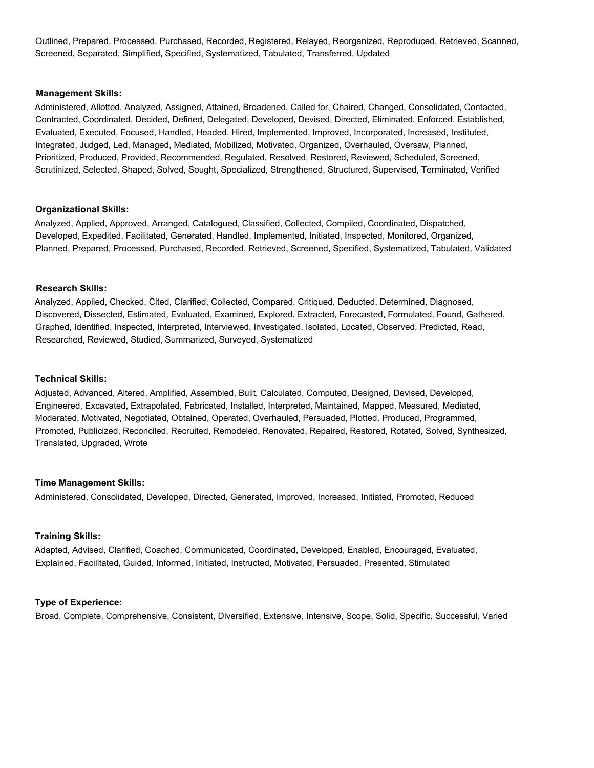Outlined, Prepared, Processed, Purchased, Recorded, Registered, Relayed, Reorganized, Reproduced, Retrieved, Scanned, Screened, Separated, Simplified, Specified, Systematized, Tabulated, Transferred, Updated

**Management Skills:**

Administered, Allotted, Analyzed, Assigned, Attained, Broadened, Called for, Chaired, Changed, Consolidated, Contacted, Contracted, Coordinated, Decided, Defined, Delegated, Developed, Devised, Directed, Eliminated, Enforced, Established, Evaluated, Executed, Focused, Handled, Headed, Hired, Implemented, Improved, Incorporated, Increased, Instituted, Integrated, Judged, Led, Managed, Mediated, Mobilized, Motivated, Organized, Overhauled, Oversaw, Planned, Prioritized, Produced, Provided, Recommended, Regulated, Resolved, Restored, Reviewed, Scheduled, Screened, Scrutinized, Selected, Shaped, Solved, Sought, Specialized, Strengthened, Structured, Supervised, Terminated, Verified

**Organizational Skills:**

Analyzed, Applied, Approved, Arranged, Catalogued, Classified, Collected, Compiled, Coordinated, Dispatched, Developed, Expedited, Facilitated, Generated, Handled, Implemented, Initiated, Inspected, Monitored, Organized, Planned, Prepared, Processed, Purchased, Recorded, Retrieved, Screened, Specified, Systematized, Tabulated, Validated

**Research Skills:**

Analyzed, Applied, Checked, Cited, Clarified, Collected, Compared, Critiqued, Deducted, Determined, Diagnosed, Discovered, Dissected, Estimated, Evaluated, Examined, Explored, Extracted, Forecasted, Formulated, Found, Gathered, Graphed, Identified, Inspected, Interpreted, Interviewed, Investigated, Isolated, Located, Observed, Predicted, Read, Researched, Reviewed, Studied, Summarized, Surveyed, Systematized

**Technical Skills:**

Adjusted, Advanced, Altered, Amplified, Assembled, Built, Calculated, Computed, Designed, Devised, Developed, Engineered, Excavated, Extrapolated, Fabricated, Installed, Interpreted, Maintained, Mapped, Measured, Mediated, Moderated, Motivated, Negotiated, Obtained, Operated, Overhauled, Persuaded, Plotted, Produced, Programmed, Promoted, Publicized, Reconciled, Recruited, Remodeled, Renovated, Repaired, Restored, Rotated, Solved, Synthesized, Translated, Upgraded, Wrote

**Time Management Skills:**

Administered, Consolidated, Developed, Directed, Generated, Improved, Increased, Initiated, Promoted, Reduced

**Training Skills:**

Adapted, Advised, Clarified, Coached, Communicated, Coordinated, Developed, Enabled, Encouraged, Evaluated, Explained, Facilitated, Guided, Informed, Initiated, Instructed, Motivated, Persuaded, Presented, Stimulated

**Type of Experience:**

Broad, Complete, Comprehensive, Consistent, Diversified, Extensive, Intensive, Scope, Solid, Specific, Successful, Varied